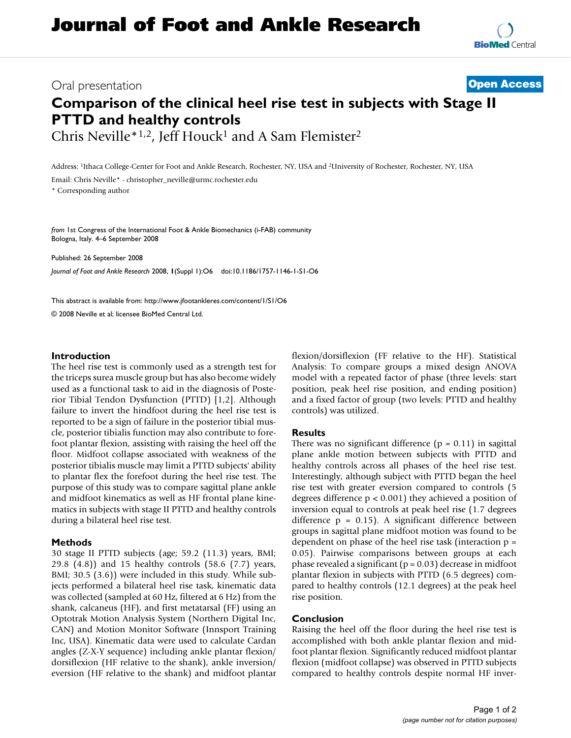# Journal of Foot and Ankle Research

Oral presentation

**Open Access**

## Comparison of the clinical heel rise test in subjects with Stage II PTTD and healthy controls

Chris Neville*[1,2], Jeff Houck[1] and A Sam Flemister[2]

Address: [1]Ithaca College-Center for Foot and Ankle Research, Rochester, NY, USA and [2]University of Rochester, Rochester, NY, USA

Email: Chris Neville* - christopher_neville@urmc.rochester.edu

\* Corresponding author

*from* 1st Congress of the International Foot & Ankle Biomechanics (i-FAB) community
Bologna, Italy. 4–6 September 2008

Published: 26 September 2008

*Journal of Foot and Ankle Research* 2008, **1**(Suppl 1):O6 doi:10.1186/1757-1146-1-S1-O6

This abstract is available from: http://www.jfootankleres.com/content/1/S1/O6

© 2008 Neville et al; licensee BioMed Central Ltd.

### Introduction

The heel rise test is commonly used as a strength test for the triceps surea muscle group but has also become widely used as a functional task to aid in the diagnosis of Posterior Tibial Tendon Dysfunction (PTTD) [1,2]. Although failure to invert the hindfoot during the heel rise test is reported to be a sign of failure in the posterior tibial muscle, posterior tibialis function may also contribute to forefoot plantar flexion, assisting with raising the heel off the floor. Midfoot collapse associated with weakness of the posterior tibialis muscle may limit a PTTD subjects' ability to plantar flex the forefoot during the heel rise test. The purpose of this study was to compare sagittal plane ankle and midfoot kinematics as well as HF frontal plane kinematics in subjects with stage II PTTD and healthy controls during a bilateral heel rise test.

### Methods

30 stage II PTTD subjects (age; 59.2 (11.3) years, BMI; 29.8 (4.8)) and 15 healthy controls (58.6 (7.7) years, BMI; 30.5 (3.6)) were included in this study. While subjects performed a bilateral heel rise task, kinematic data was collected (sampled at 60 Hz, filtered at 6 Hz) from the shank, calcaneus (HF), and first metatarsal (FF) using an Optotrak Motion Analysis System (Northern Digital Inc, CAN) and Motion Monitor Software (Innsport Training Inc, USA). Kinematic data were used to calculate Cardan angles (Z-X-Y sequence) including ankle plantar flexion/dorsiflexion (HF relative to the shank), ankle inversion/eversion (HF relative to the shank) and midfoot plantar flexion/dorsiflexion (FF relative to the HF). Statistical Analysis: To compare groups a mixed design ANOVA model with a repeated factor of phase (three levels: start position, peak heel rise position, and ending position) and a fixed factor of group (two levels: PTTD and healthy controls) was utilized.

### Results

There was no significant difference ($p = 0.11$) in sagittal plane ankle motion between subjects with PTTD and healthy controls across all phases of the heel rise test. Interestingly, although subject with PTTD began the heel rise test with greater eversion compared to controls (5 degrees difference $p < 0.001$) they achieved a position of inversion equal to controls at peak heel rise (1.7 degrees difference $p = 0.15$). A significant difference between groups in sagittal plane midfoot motion was found to be dependent on phase of the heel rise task (interaction $p = 0.05$). Pairwise comparisons between groups at each phase revealed a significant ($p = 0.03$) decrease in midfoot plantar flexion in subjects with PTTD (6.5 degrees) compared to healthy controls (12.1 degrees) at the peak heel rise position.

### Conclusion

Raising the heel off the floor during the heel rise test is accomplished with both ankle plantar flexion and midfoot plantar flexion. Significantly reduced midfoot plantar flexion (midfoot collapse) was observed in PTTD subjects compared to healthy controls despite normal HF inver-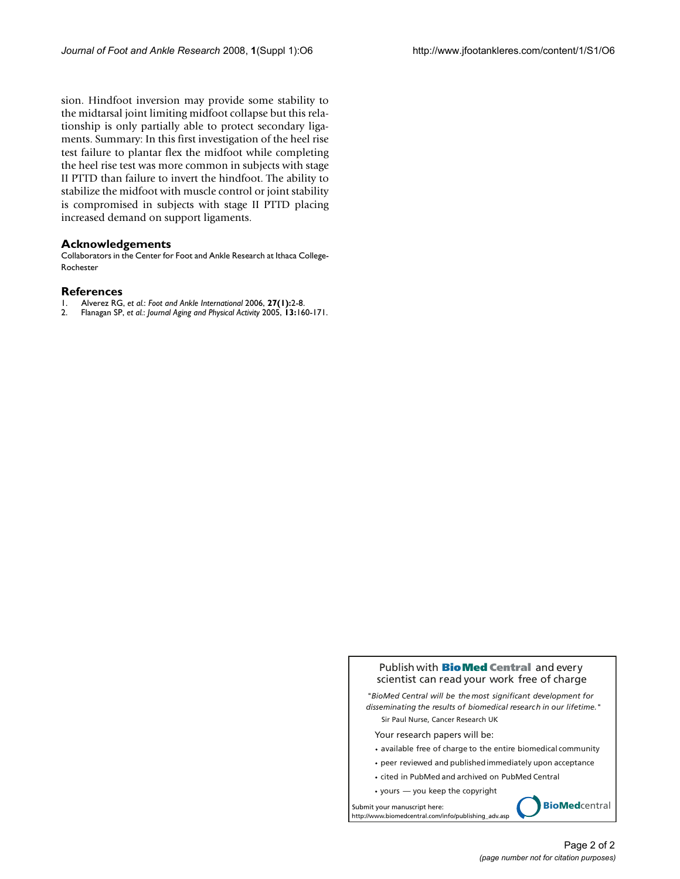sion. Hindfoot inversion may provide some stability to the midtarsal joint limiting midfoot collapse but this relationship is only partially able to protect secondary ligaments. Summary: In this first investigation of the heel rise test failure to plantar flex the midfoot while completing the heel rise test was more common in subjects with stage II PTTD than failure to invert the hindfoot. The ability to stabilize the midfoot with muscle control or joint stability is compromised in subjects with stage II PTTD placing increased demand on support ligaments.

## Acknowledgements

Collaborators in the Center for Foot and Ankle Research at Ithaca College-Rochester

## References

1. Alverez RG, *et al.*: *Foot and Ankle International* 2006, **27(1):**2-8.
2. Flanagan SP, *et al.*: *Journal Aging and Physical Activity* 2005, **13:**160-171.

Publish with **BioMed Central** and every scientist can read your work free of charge

*"BioMed Central will be the most significant development for disseminating the results of biomedical research in our lifetime."*

Sir Paul Nurse, Cancer Research UK

Your research papers will be:

- available free of charge to the entire biomedical community
- peer reviewed and published immediately upon acceptance
- cited in PubMed and archived on PubMed Central
- yours — you keep the copyright

Submit your manuscript here:
http://www.biomedcentral.com/info/publishing_adv.asp

**BioMed**central